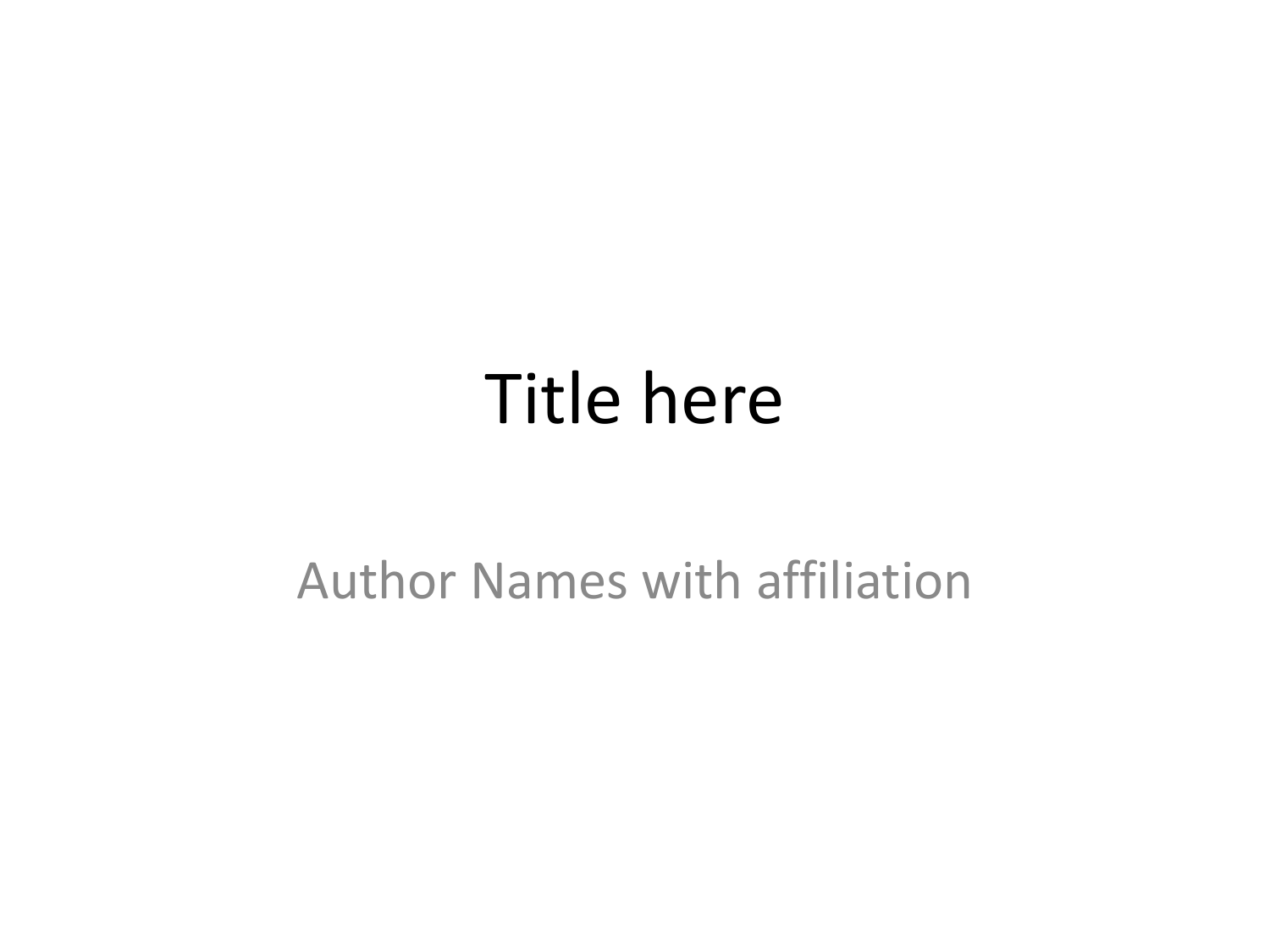# Title here

Author Names with affiliation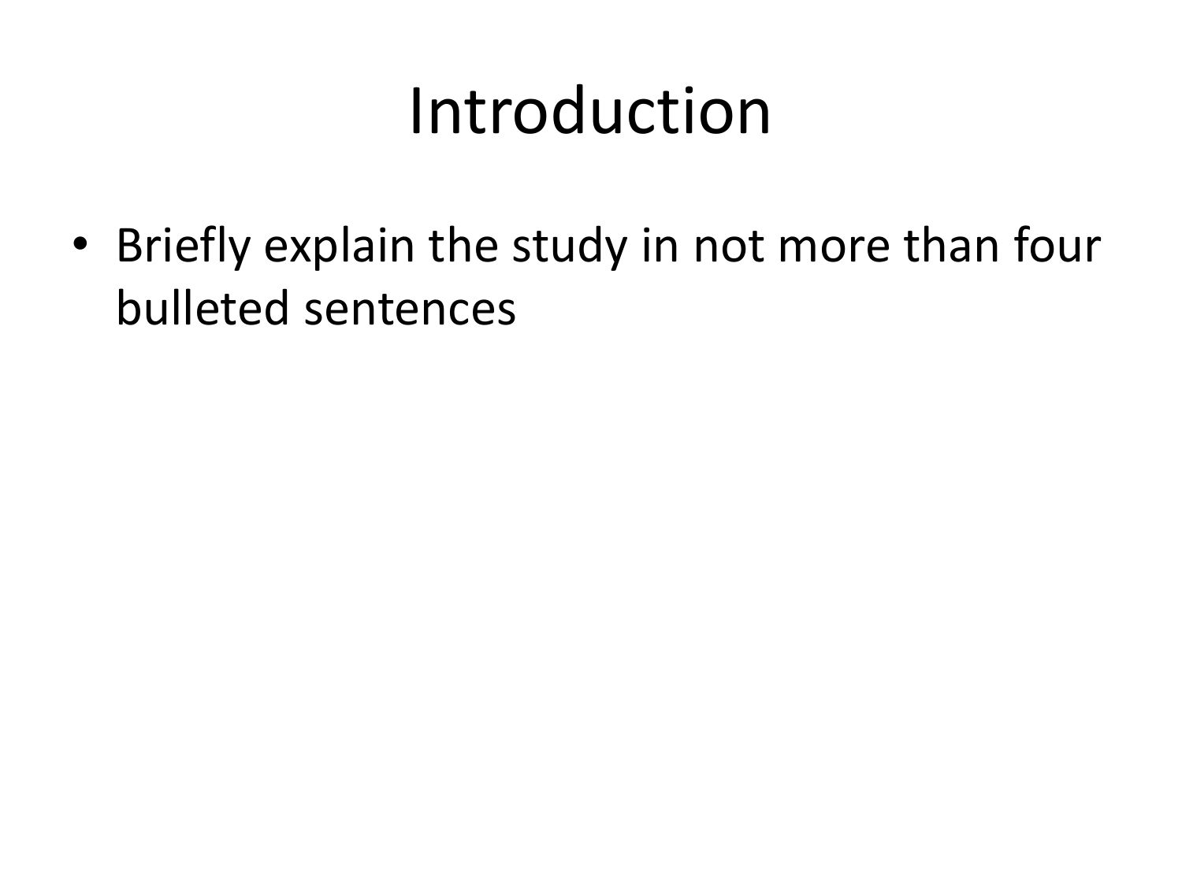# Introduction

- Briefly explain the study in not more than four bulleted sentences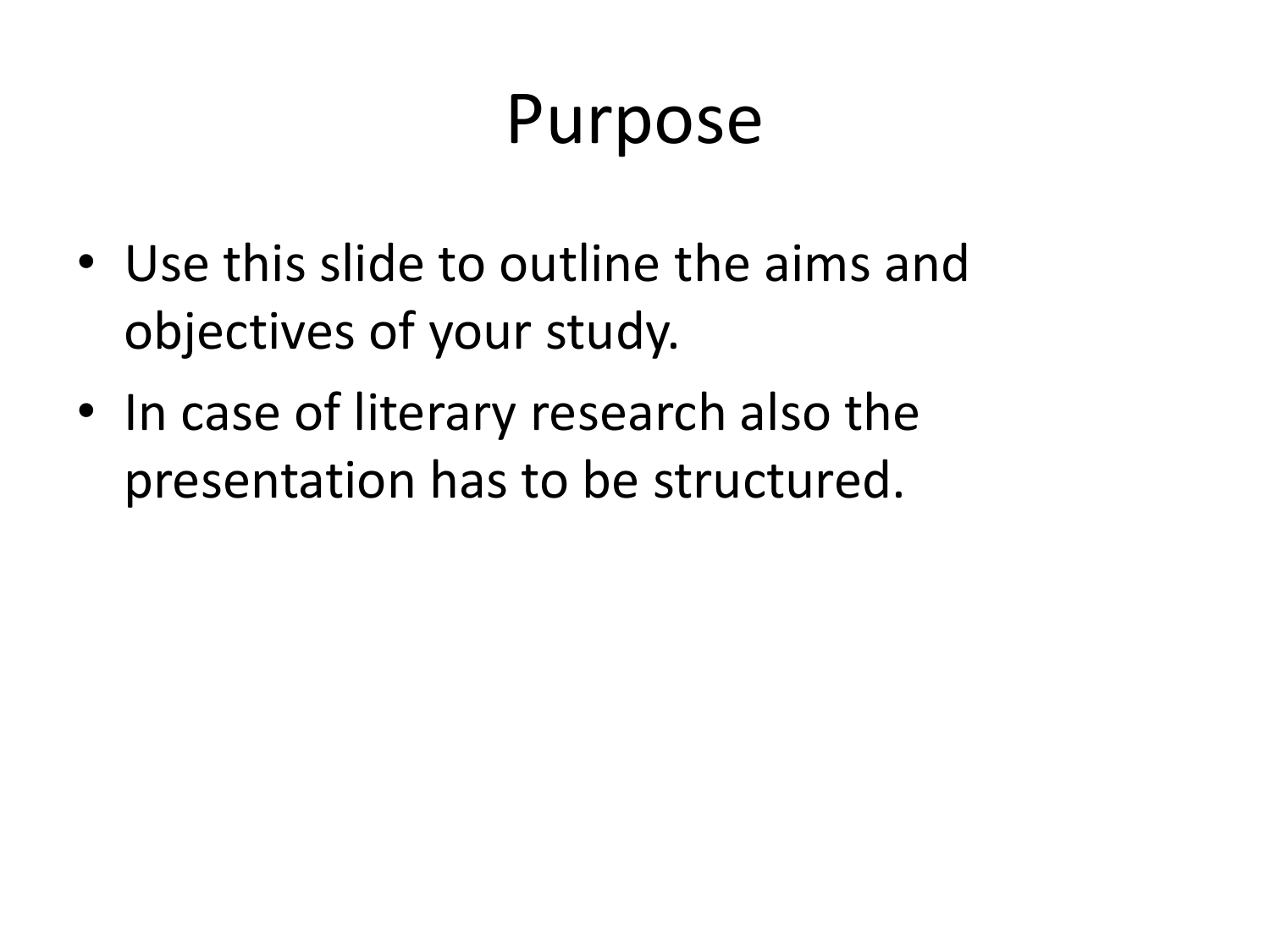# Purpose

- Use this slide to outline the aims and objectives of your study.
- In case of literary research also the presentation has to be structured.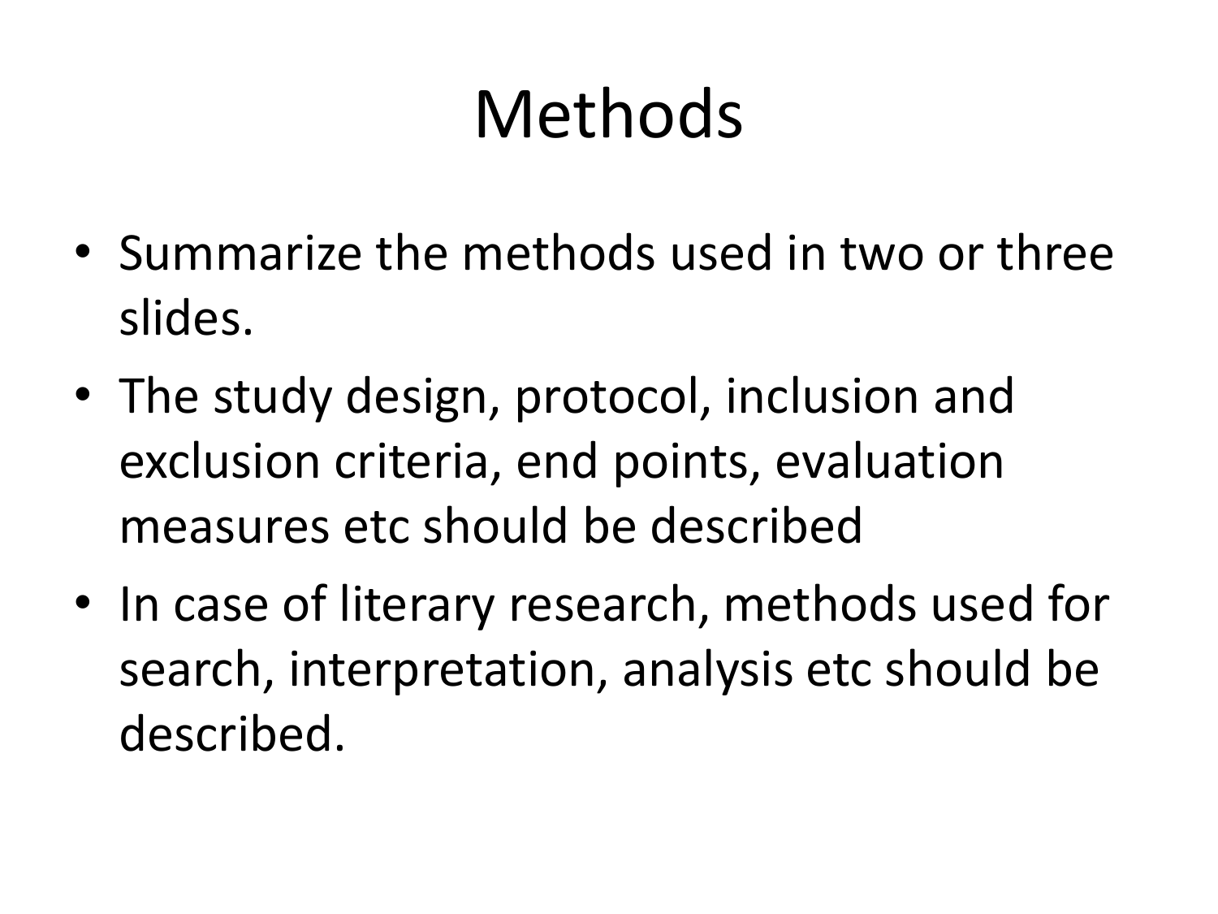# Methods

- Summarize the methods used in two or three slides.
- The study design, protocol, inclusion and exclusion criteria, end points, evaluation measures etc should be described
- In case of literary research, methods used for search, interpretation, analysis etc should be described.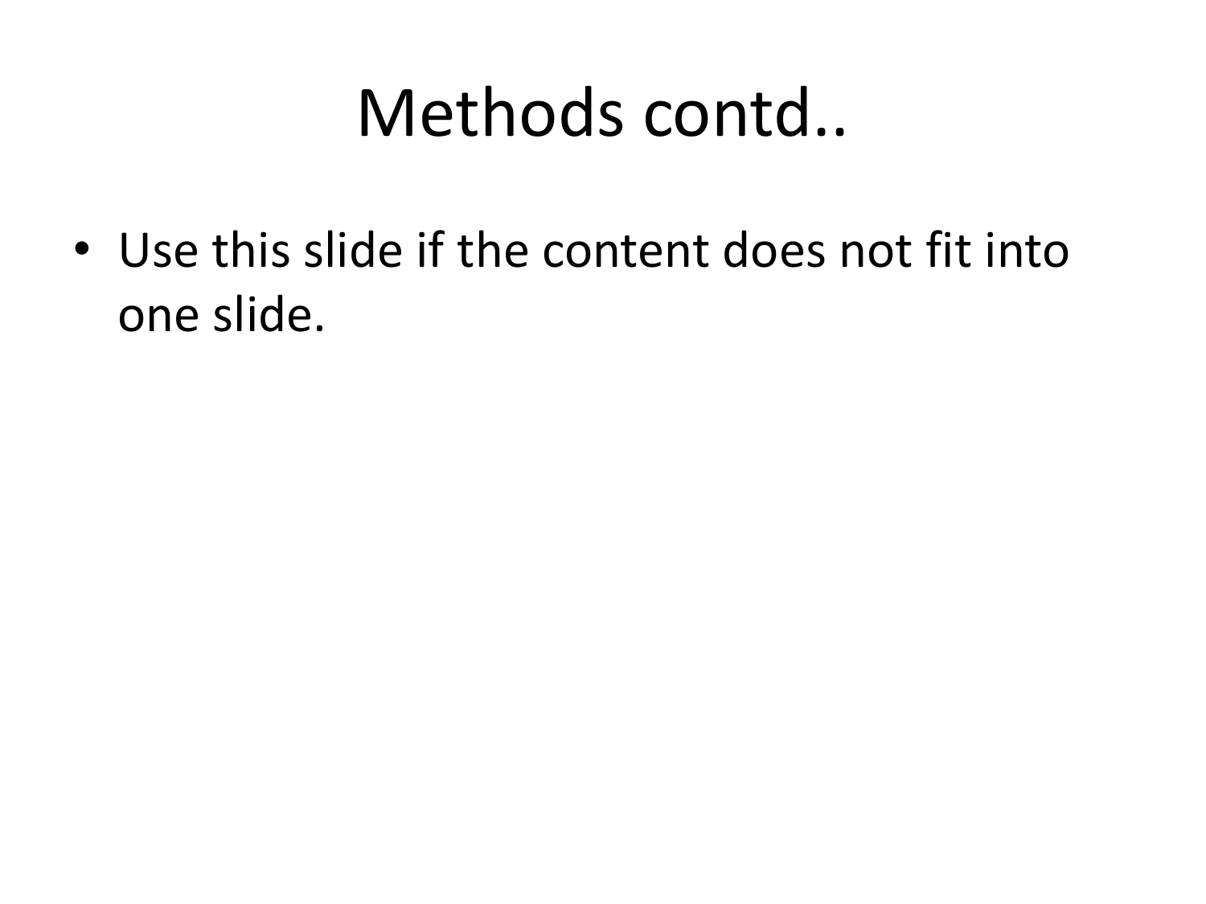# Methods contd..

- Use this slide if the content does not fit into one slide.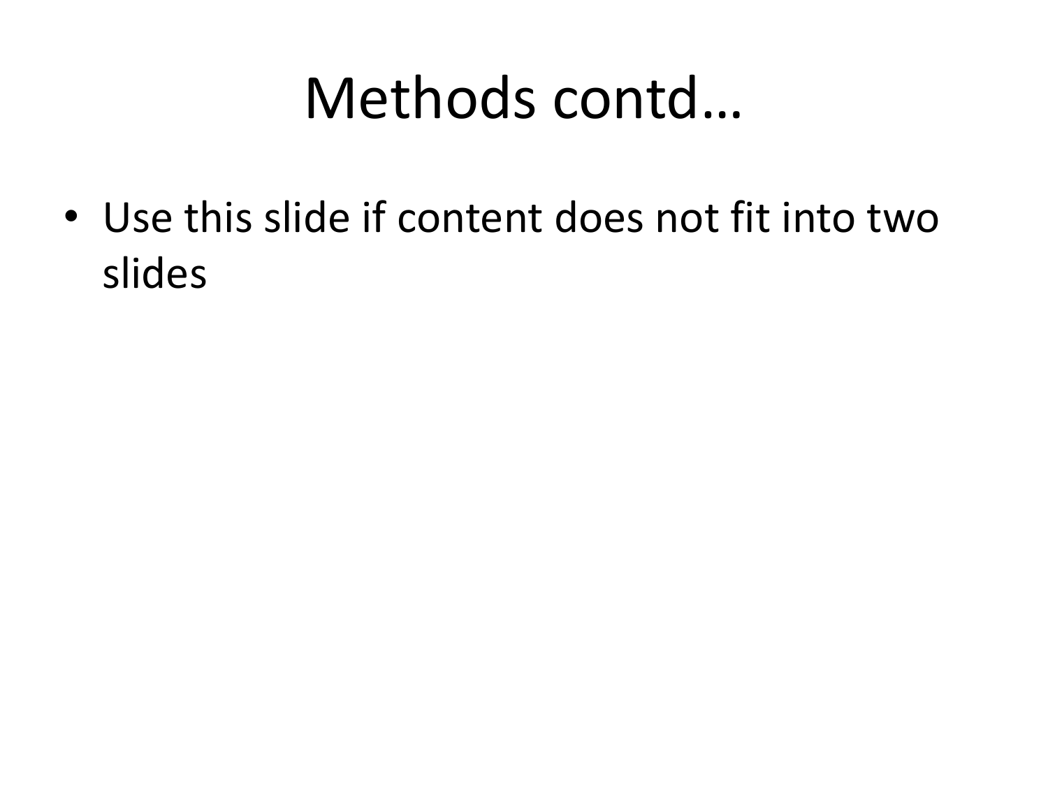# Methods contd…

- Use this slide if content does not fit into two slides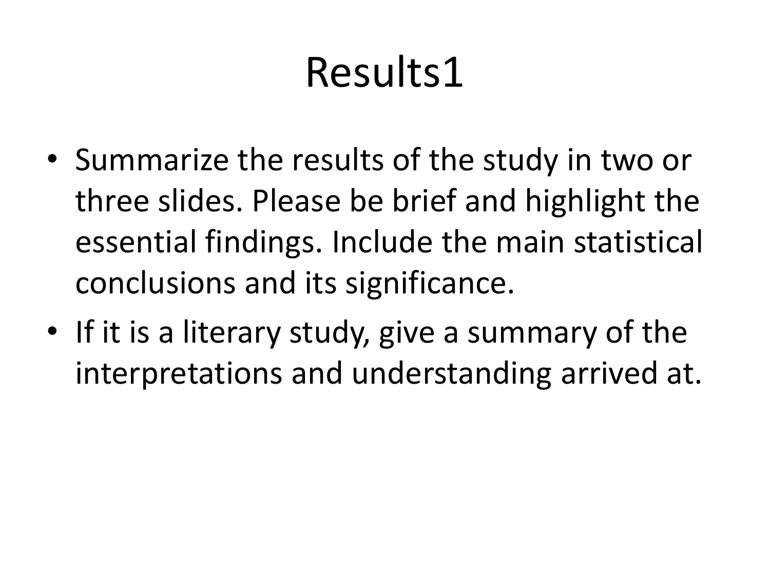# Results1

- Summarize the results of the study in two or three slides. Please be brief and highlight the essential findings. Include the main statistical conclusions and its significance.
- If it is a literary study, give a summary of the interpretations and understanding arrived at.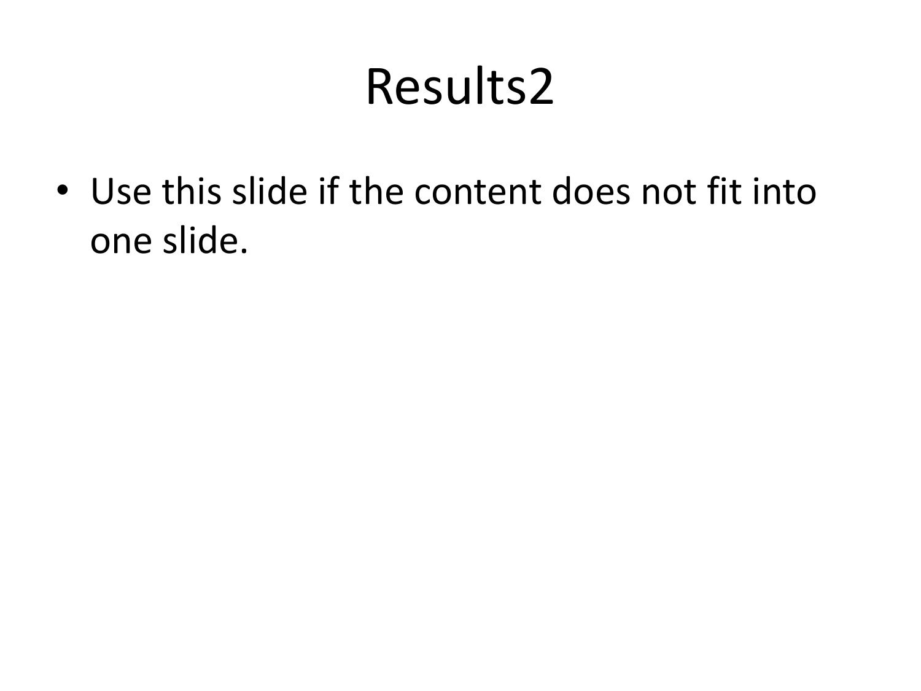# Results2

- Use this slide if the content does not fit into one slide.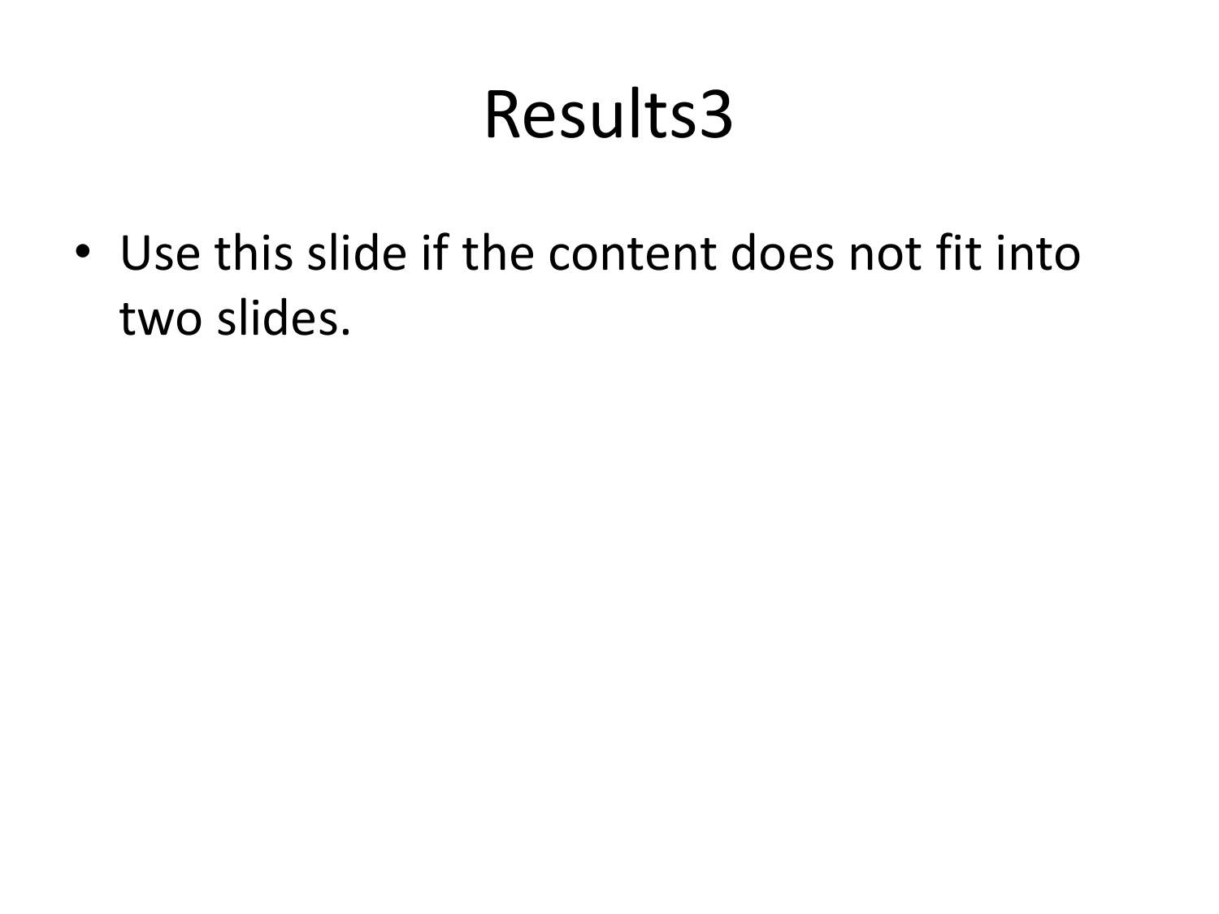# Results3

- Use this slide if the content does not fit into two slides.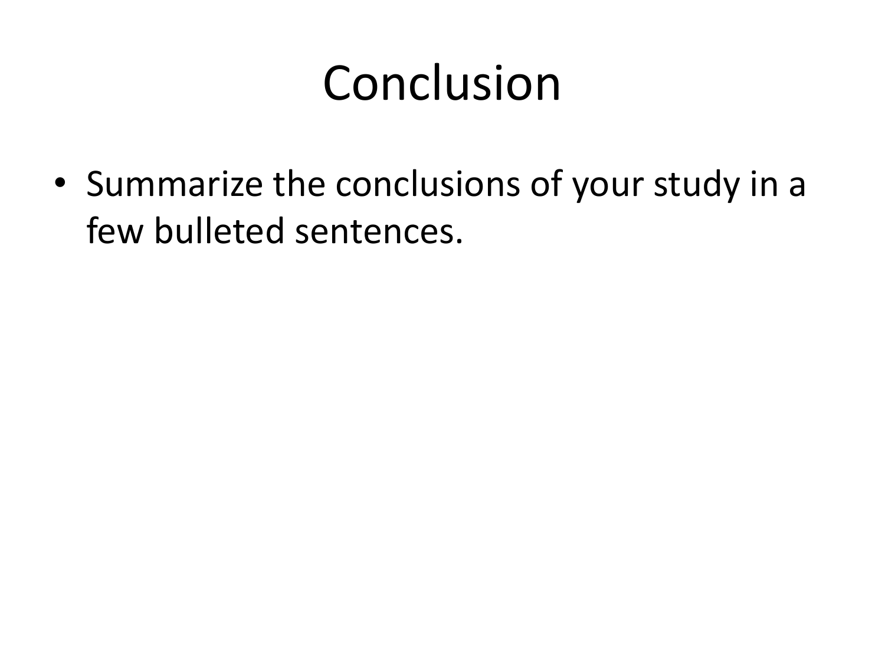# Conclusion

- Summarize the conclusions of your study in a few bulleted sentences.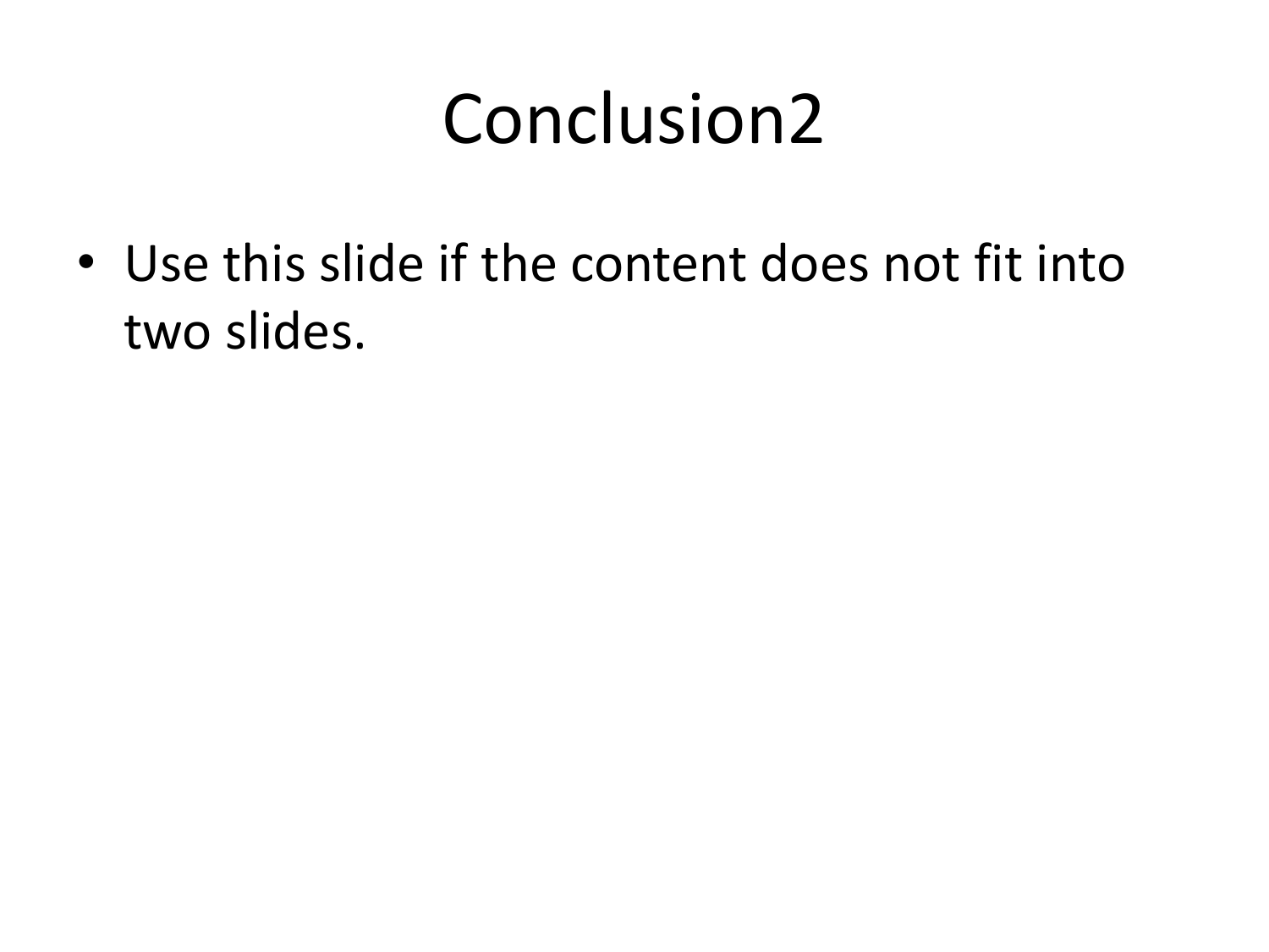# Conclusion2

- Use this slide if the content does not fit into two slides.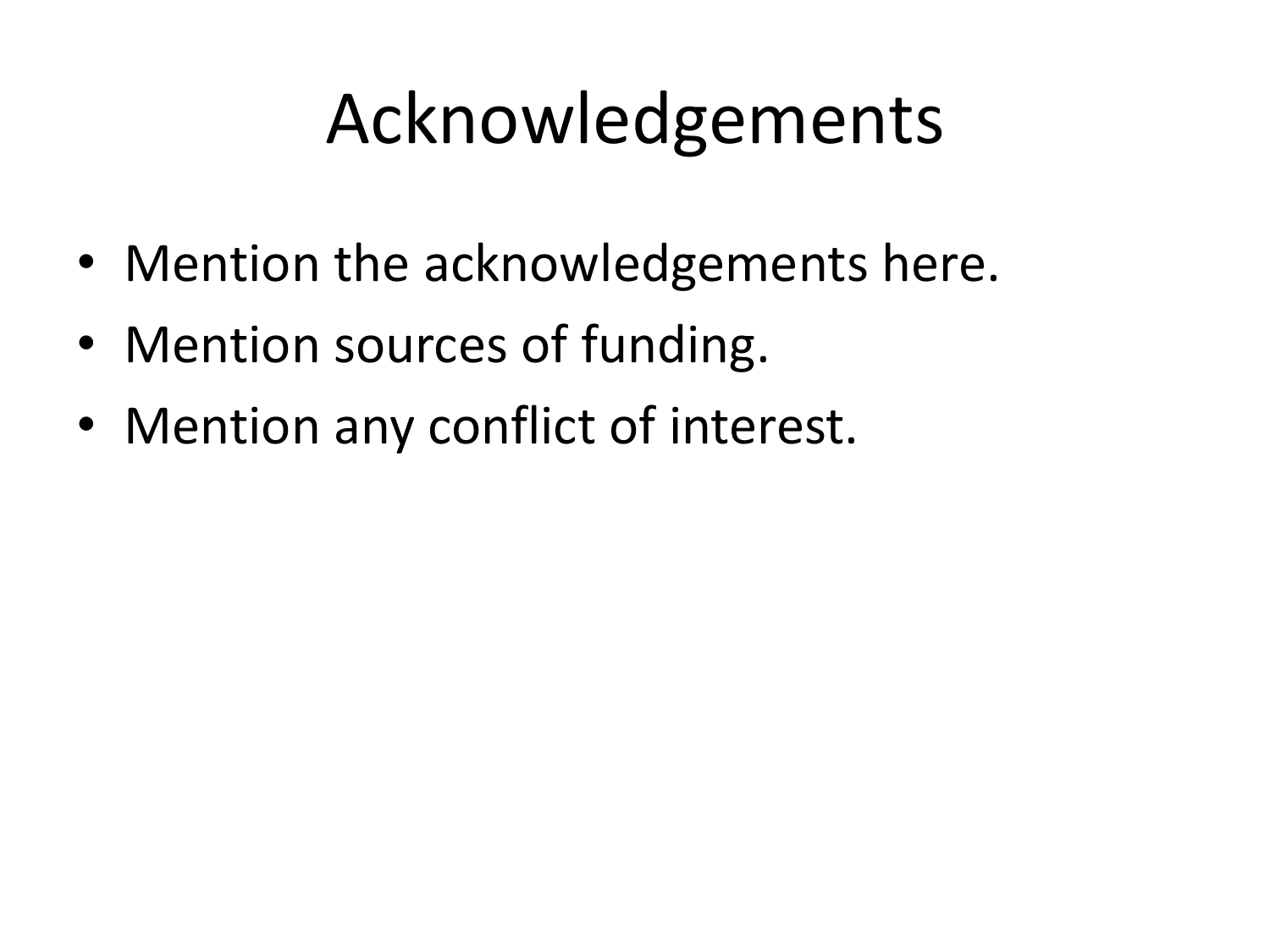# Acknowledgements

- Mention the acknowledgements here.
- Mention sources of funding.
- Mention any conflict of interest.